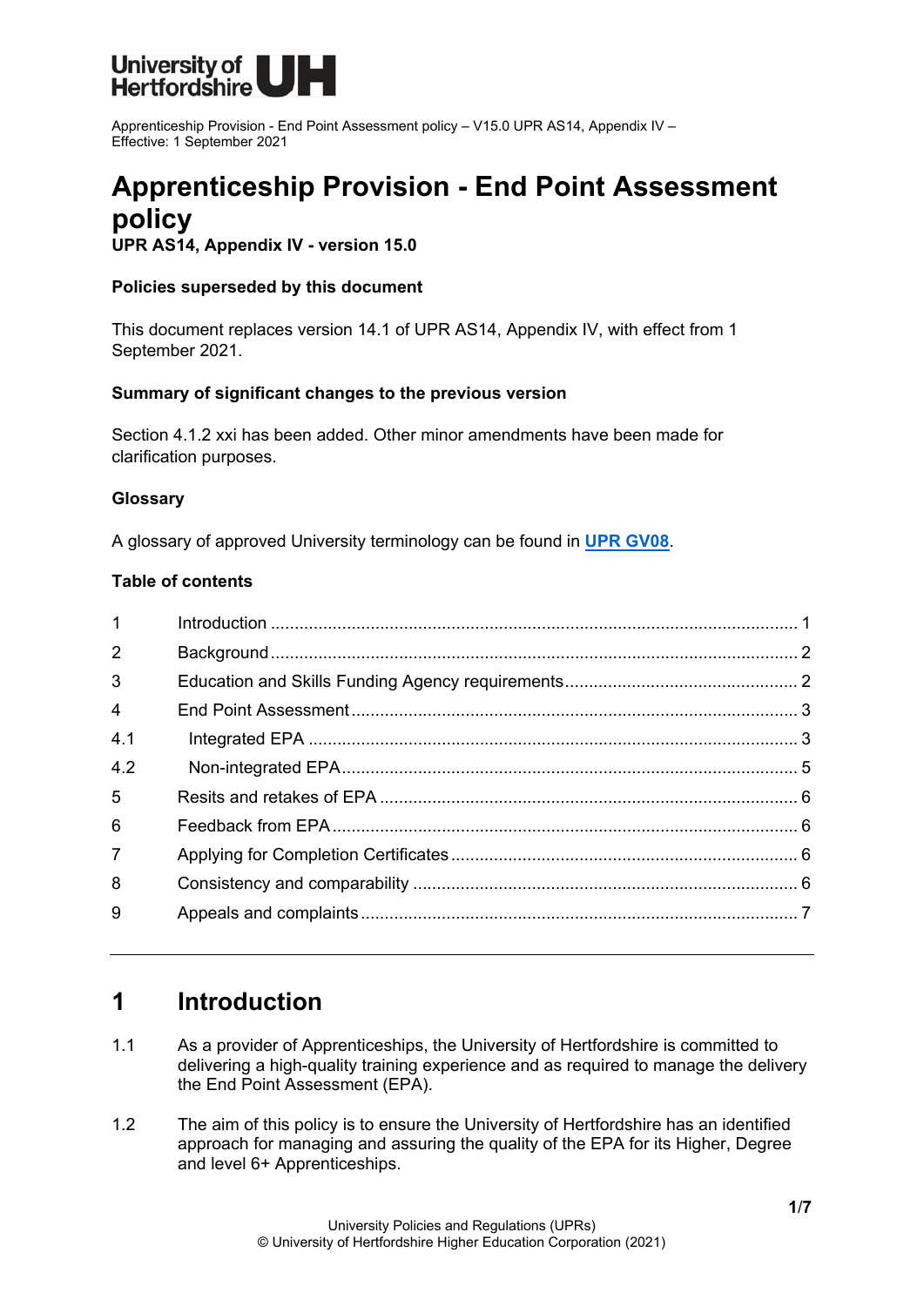University of Hertfordshire UH

Apprenticeship Provision - End Point Assessment policy – V15.0 UPR AS14, Appendix IV – Effective: 1 September 2021

# Apprenticeship Provision - End Point Assessment policy

**UPR AS14, Appendix IV - version 15.0**

**Policies superseded by this document**

This document replaces version 14.1 of UPR AS14, Appendix IV, with effect from 1 September 2021.

**Summary of significant changes to the previous version**

Section 4.1.2 xxi has been added. Other minor amendments have been made for clarification purposes.

**Glossary**

A glossary of approved University terminology can be found in **UPR GV08**.

**Table of contents**

| | | |
|---|---|---|
| 1 | Introduction | 1 |
| 2 | Background | 2 |
| 3 | Education and Skills Funding Agency requirements | 2 |
| 4 | End Point Assessment | 3 |
| 4.1 | Integrated EPA | 3 |
| 4.2 | Non-integrated EPA | 5 |
| 5 | Resits and retakes of EPA | 6 |
| 6 | Feedback from EPA | 6 |
| 7 | Applying for Completion Certificates | 6 |
| 8 | Consistency and comparability | 6 |
| 9 | Appeals and complaints | 7 |

## 1 Introduction

1.1 As a provider of Apprenticeships, the University of Hertfordshire is committed to delivering a high-quality training experience and as required to manage the delivery the End Point Assessment (EPA).

1.2 The aim of this policy is to ensure the University of Hertfordshire has an identified approach for managing and assuring the quality of the EPA for its Higher, Degree and level 6+ Apprenticeships.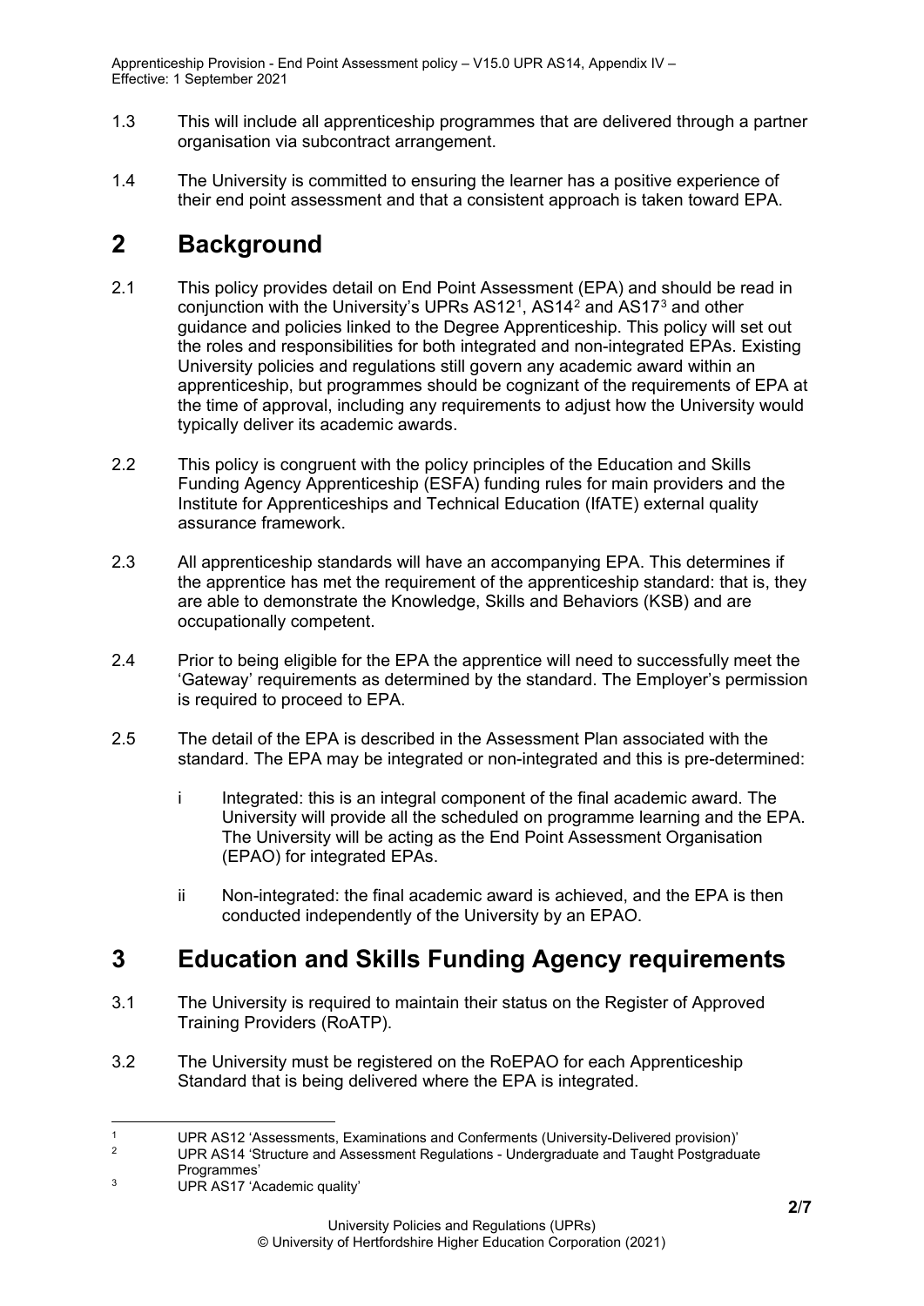1.3 This will include all apprenticeship programmes that are delivered through a partner organisation via subcontract arrangement.

1.4 The University is committed to ensuring the learner has a positive experience of their end point assessment and that a consistent approach is taken toward EPA.

# 2 Background

2.1 This policy provides detail on End Point Assessment (EPA) and should be read in conjunction with the University's UPRs AS12[1], AS14[2] and AS17[3] and other guidance and policies linked to the Degree Apprenticeship. This policy will set out the roles and responsibilities for both integrated and non-integrated EPAs. Existing University policies and regulations still govern any academic award within an apprenticeship, but programmes should be cognizant of the requirements of EPA at the time of approval, including any requirements to adjust how the University would typically deliver its academic awards.

2.2 This policy is congruent with the policy principles of the Education and Skills Funding Agency Apprenticeship (ESFA) funding rules for main providers and the Institute for Apprenticeships and Technical Education (IfATE) external quality assurance framework.

2.3 All apprenticeship standards will have an accompanying EPA. This determines if the apprentice has met the requirement of the apprenticeship standard: that is, they are able to demonstrate the Knowledge, Skills and Behaviors (KSB) and are occupationally competent.

2.4 Prior to being eligible for the EPA the apprentice will need to successfully meet the 'Gateway' requirements as determined by the standard. The Employer's permission is required to proceed to EPA.

2.5 The detail of the EPA is described in the Assessment Plan associated with the standard. The EPA may be integrated or non-integrated and this is pre-determined:

i Integrated: this is an integral component of the final academic award. The University will provide all the scheduled on programme learning and the EPA. The University will be acting as the End Point Assessment Organisation (EPAO) for integrated EPAs.

ii Non-integrated: the final academic award is achieved, and the EPA is then conducted independently of the University by an EPAO.

# 3 Education and Skills Funding Agency requirements

3.1 The University is required to maintain their status on the Register of Approved Training Providers (RoATP).

3.2 The University must be registered on the RoEPAO for each Apprenticeship Standard that is being delivered where the EPA is integrated.

---

[1] UPR AS12 'Assessments, Examinations and Conferments (University-Delivered provision)'

[2] UPR AS14 'Structure and Assessment Regulations - Undergraduate and Taught Postgraduate Programmes'

[3] UPR AS17 'Academic quality'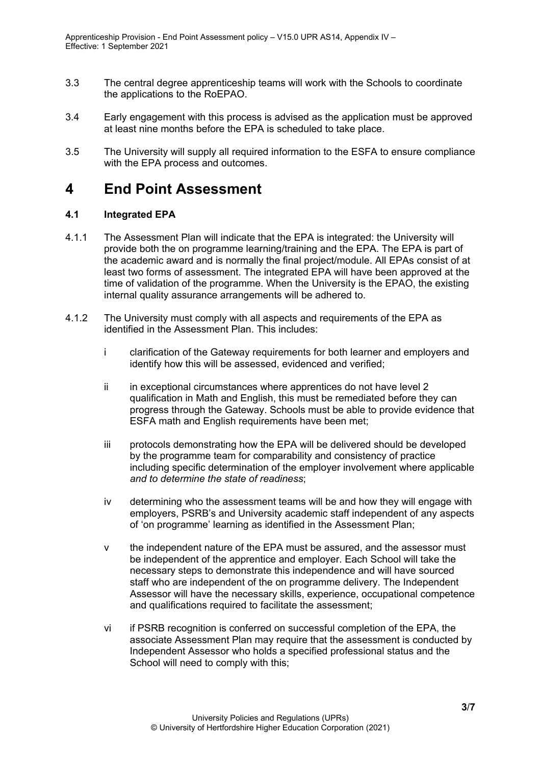3.3 The central degree apprenticeship teams will work with the Schools to coordinate the applications to the RoEPAO.

3.4 Early engagement with this process is advised as the application must be approved at least nine months before the EPA is scheduled to take place.

3.5 The University will supply all required information to the ESFA to ensure compliance with the EPA process and outcomes.

# 4 End Point Assessment

### 4.1 Integrated EPA

4.1.1 The Assessment Plan will indicate that the EPA is integrated: the University will provide both the on programme learning/training and the EPA. The EPA is part of the academic award and is normally the final project/module. All EPAs consist of at least two forms of assessment. The integrated EPA will have been approved at the time of validation of the programme. When the University is the EPAO, the existing internal quality assurance arrangements will be adhered to.

4.1.2 The University must comply with all aspects and requirements of the EPA as identified in the Assessment Plan. This includes:

i clarification of the Gateway requirements for both learner and employers and identify how this will be assessed, evidenced and verified;

ii in exceptional circumstances where apprentices do not have level 2 qualification in Math and English, this must be remediated before they can progress through the Gateway. Schools must be able to provide evidence that ESFA math and English requirements have been met;

iii protocols demonstrating how the EPA will be delivered should be developed by the programme team for comparability and consistency of practice including specific determination of the employer involvement where applicable *and to determine the state of readiness*;

iv determining who the assessment teams will be and how they will engage with employers, PSRB's and University academic staff independent of any aspects of 'on programme' learning as identified in the Assessment Plan;

v the independent nature of the EPA must be assured, and the assessor must be independent of the apprentice and employer. Each School will take the necessary steps to demonstrate this independence and will have sourced staff who are independent of the on programme delivery. The Independent Assessor will have the necessary skills, experience, occupational competence and qualifications required to facilitate the assessment;

vi if PSRB recognition is conferred on successful completion of the EPA, the associate Assessment Plan may require that the assessment is conducted by Independent Assessor who holds a specified professional status and the School will need to comply with this;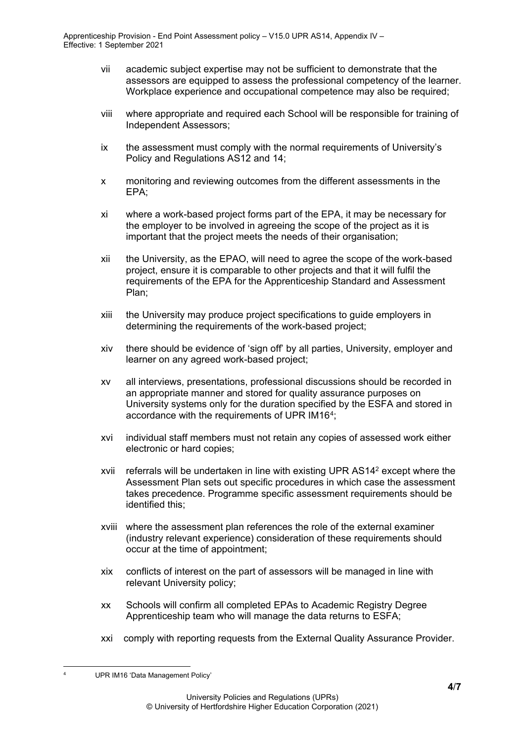vii academic subject expertise may not be sufficient to demonstrate that the assessors are equipped to assess the professional competency of the learner. Workplace experience and occupational competence may also be required;

viii where appropriate and required each School will be responsible for training of Independent Assessors;

ix the assessment must comply with the normal requirements of University's Policy and Regulations AS12 and 14;

x monitoring and reviewing outcomes from the different assessments in the EPA;

xi where a work-based project forms part of the EPA, it may be necessary for the employer to be involved in agreeing the scope of the project as it is important that the project meets the needs of their organisation;

xii the University, as the EPAO, will need to agree the scope of the work-based project, ensure it is comparable to other projects and that it will fulfil the requirements of the EPA for the Apprenticeship Standard and Assessment Plan;

xiii the University may produce project specifications to guide employers in determining the requirements of the work-based project;

xiv there should be evidence of 'sign off' by all parties, University, employer and learner on any agreed work-based project;

xv all interviews, presentations, professional discussions should be recorded in an appropriate manner and stored for quality assurance purposes on University systems only for the duration specified by the ESFA and stored in accordance with the requirements of UPR IM16[4];

xvi individual staff members must not retain any copies of assessed work either electronic or hard copies;

xvii referrals will be undertaken in line with existing UPR AS14[2] except where the Assessment Plan sets out specific procedures in which case the assessment takes precedence. Programme specific assessment requirements should be identified this;

xviii where the assessment plan references the role of the external examiner (industry relevant experience) consideration of these requirements should occur at the time of appointment;

xix conflicts of interest on the part of assessors will be managed in line with relevant University policy;

xx Schools will confirm all completed EPAs to Academic Registry Degree Apprenticeship team who will manage the data returns to ESFA;

xxi comply with reporting requests from the External Quality Assurance Provider.

---

[4] UPR IM16 'Data Management Policy'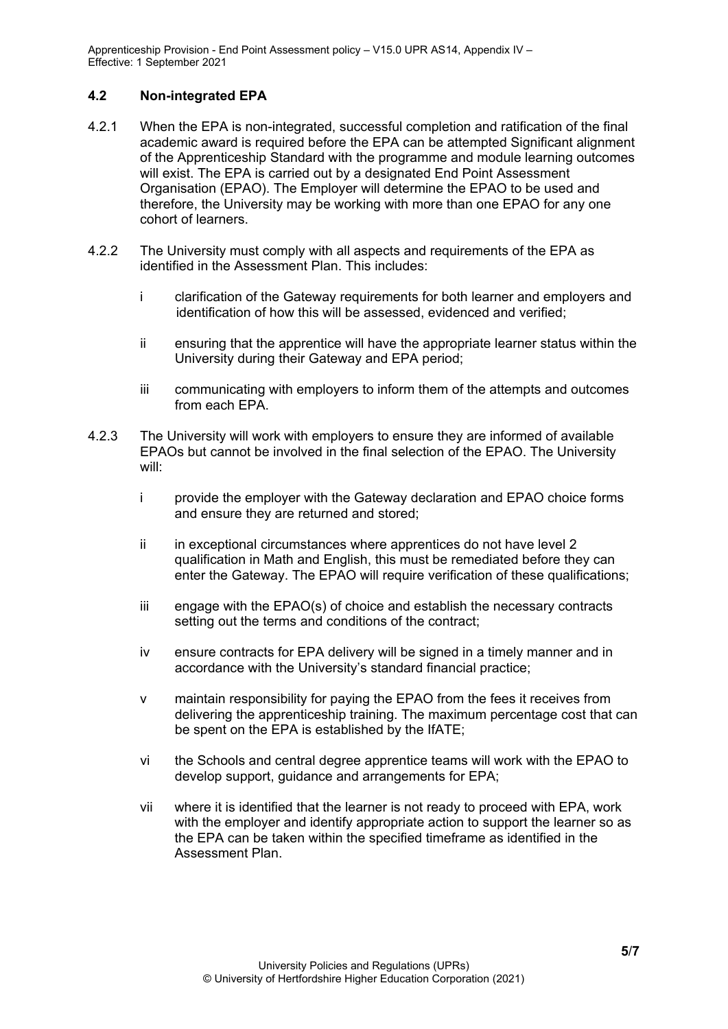### 4.2 Non-integrated EPA

4.2.1 When the EPA is non-integrated, successful completion and ratification of the final academic award is required before the EPA can be attempted Significant alignment of the Apprenticeship Standard with the programme and module learning outcomes will exist. The EPA is carried out by a designated End Point Assessment Organisation (EPAO). The Employer will determine the EPAO to be used and therefore, the University may be working with more than one EPAO for any one cohort of learners.

4.2.2 The University must comply with all aspects and requirements of the EPA as identified in the Assessment Plan. This includes:

- i clarification of the Gateway requirements for both learner and employers and identification of how this will be assessed, evidenced and verified;
- ii ensuring that the apprentice will have the appropriate learner status within the University during their Gateway and EPA period;
- iii communicating with employers to inform them of the attempts and outcomes from each EPA.

4.2.3 The University will work with employers to ensure they are informed of available EPAOs but cannot be involved in the final selection of the EPAO. The University will:

- i provide the employer with the Gateway declaration and EPAO choice forms and ensure they are returned and stored;
- ii in exceptional circumstances where apprentices do not have level 2 qualification in Math and English, this must be remediated before they can enter the Gateway. The EPAO will require verification of these qualifications;
- iii engage with the EPAO(s) of choice and establish the necessary contracts setting out the terms and conditions of the contract;
- iv ensure contracts for EPA delivery will be signed in a timely manner and in accordance with the University's standard financial practice;
- v maintain responsibility for paying the EPAO from the fees it receives from delivering the apprenticeship training. The maximum percentage cost that can be spent on the EPA is established by the IfATE;
- vi the Schools and central degree apprentice teams will work with the EPAO to develop support, guidance and arrangements for EPA;
- vii where it is identified that the learner is not ready to proceed with EPA, work with the employer and identify appropriate action to support the learner so as the EPA can be taken within the specified timeframe as identified in the Assessment Plan.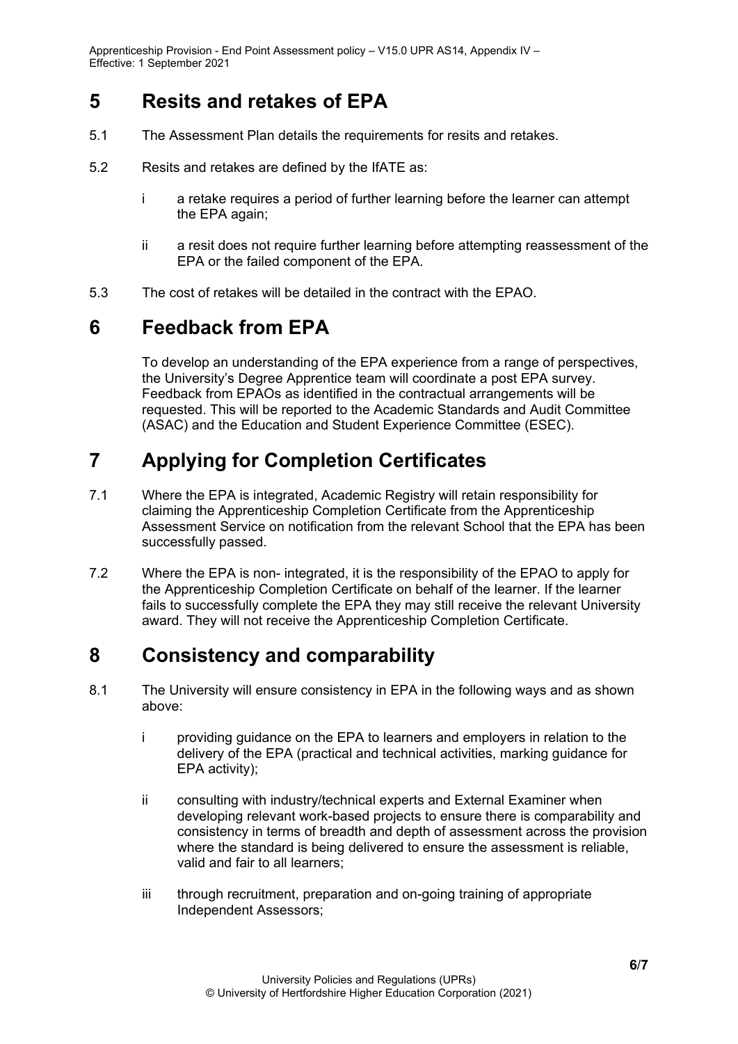## 5 Resits and retakes of EPA

5.1 The Assessment Plan details the requirements for resits and retakes.

5.2 Resits and retakes are defined by the IfATE as:

i a retake requires a period of further learning before the learner can attempt the EPA again;

ii a resit does not require further learning before attempting reassessment of the EPA or the failed component of the EPA.

5.3 The cost of retakes will be detailed in the contract with the EPAO.

## 6 Feedback from EPA

To develop an understanding of the EPA experience from a range of perspectives, the University's Degree Apprentice team will coordinate a post EPA survey. Feedback from EPAOs as identified in the contractual arrangements will be requested. This will be reported to the Academic Standards and Audit Committee (ASAC) and the Education and Student Experience Committee (ESEC).

## 7 Applying for Completion Certificates

7.1 Where the EPA is integrated, Academic Registry will retain responsibility for claiming the Apprenticeship Completion Certificate from the Apprenticeship Assessment Service on notification from the relevant School that the EPA has been successfully passed.

7.2 Where the EPA is non- integrated, it is the responsibility of the EPAO to apply for the Apprenticeship Completion Certificate on behalf of the learner. If the learner fails to successfully complete the EPA they may still receive the relevant University award. They will not receive the Apprenticeship Completion Certificate.

## 8 Consistency and comparability

8.1 The University will ensure consistency in EPA in the following ways and as shown above:

i providing guidance on the EPA to learners and employers in relation to the delivery of the EPA (practical and technical activities, marking guidance for EPA activity);

ii consulting with industry/technical experts and External Examiner when developing relevant work-based projects to ensure there is comparability and consistency in terms of breadth and depth of assessment across the provision where the standard is being delivered to ensure the assessment is reliable, valid and fair to all learners;

iii through recruitment, preparation and on-going training of appropriate Independent Assessors;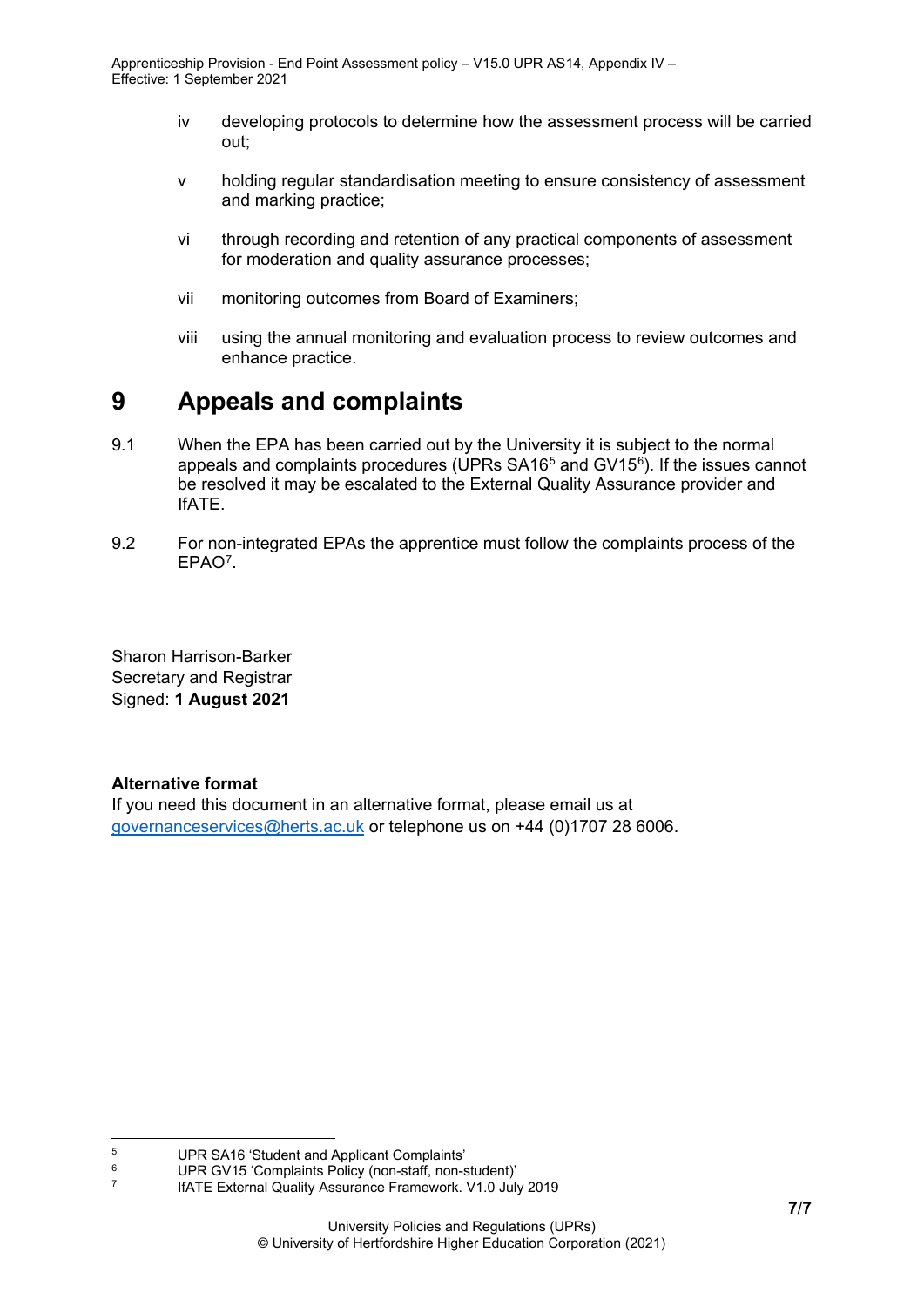iv developing protocols to determine how the assessment process will be carried out;

v holding regular standardisation meeting to ensure consistency of assessment and marking practice;

vi through recording and retention of any practical components of assessment for moderation and quality assurance processes;

vii monitoring outcomes from Board of Examiners;

viii using the annual monitoring and evaluation process to review outcomes and enhance practice.

# 9 Appeals and complaints

9.1 When the EPA has been carried out by the University it is subject to the normal appeals and complaints procedures (UPRs SA16[5] and GV15[6]). If the issues cannot be resolved it may be escalated to the External Quality Assurance provider and IfATE.

9.2 For non-integrated EPAs the apprentice must follow the complaints process of the EPAO[7].

Sharon Harrison-Barker
Secretary and Registrar
Signed: **1 August 2021**

**Alternative format**
If you need this document in an alternative format, please email us at [governanceservices@herts.ac.uk](mailto:governanceservices@herts.ac.uk) or telephone us on +44 (0)1707 28 6006.

---

[5] UPR SA16 'Student and Applicant Complaints'
[6] UPR GV15 'Complaints Policy (non-staff, non-student)'
[7] IfATE External Quality Assurance Framework. V1.0 July 2019